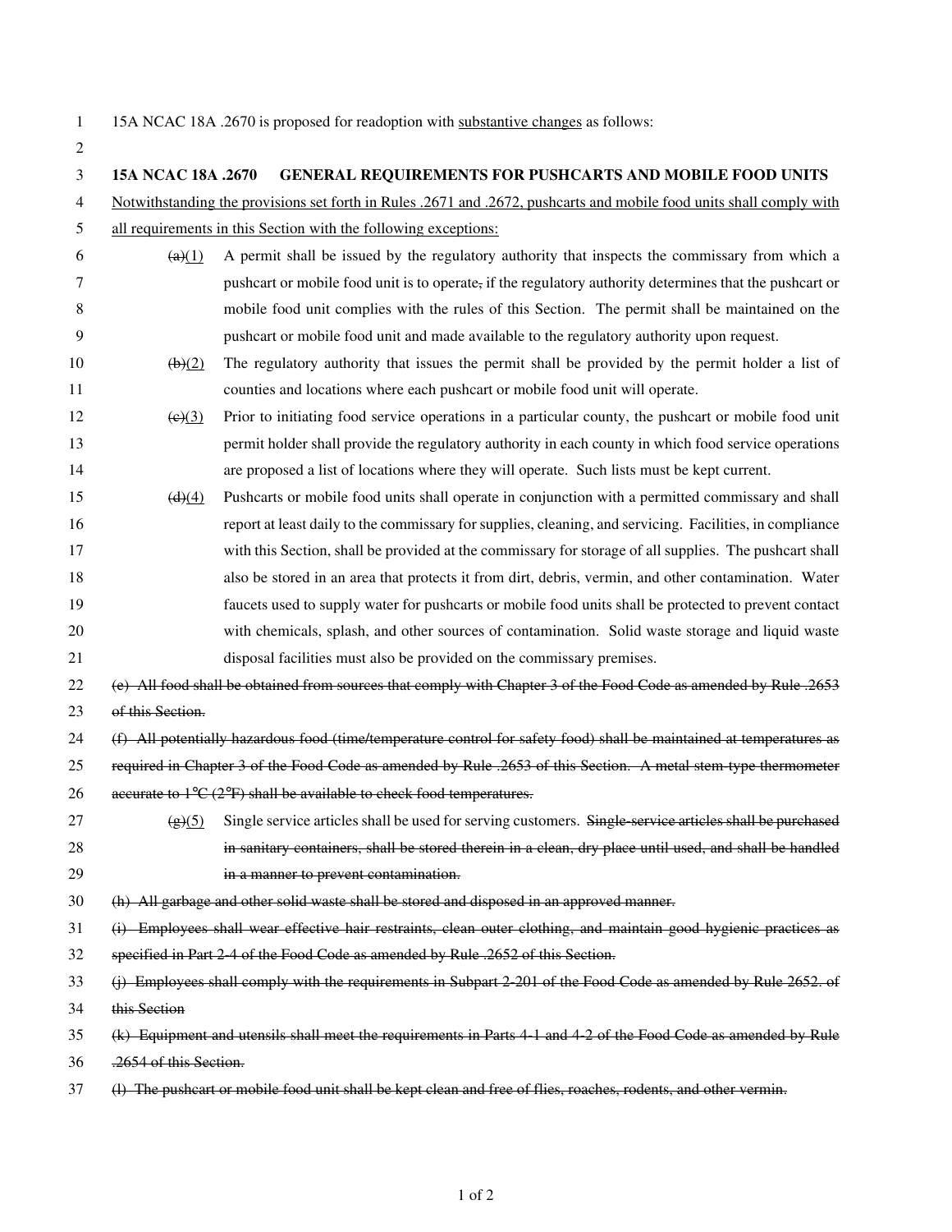15A NCAC 18A .2670 is proposed for readoption with <u>substantive changes</u> as follows:

**15A NCAC 18A .2670 GENERAL REQUIREMENTS FOR PUSHCARTS AND MOBILE FOOD UNITS**

<u>Notwithstanding the provisions set forth in Rules .2671 and .2672, pushcarts and mobile food units shall comply with all requirements in this Section with the following exceptions:</u>

~~(a)~~<u>(1)</u> A permit shall be issued by the regulatory authority that inspects the commissary from which a pushcart or mobile food unit is to operate~~,~~ if the regulatory authority determines that the pushcart or mobile food unit complies with the rules of this Section. The permit shall be maintained on the pushcart or mobile food unit and made available to the regulatory authority upon request.

~~(b)~~<u>(2)</u> The regulatory authority that issues the permit shall be provided by the permit holder a list of counties and locations where each pushcart or mobile food unit will operate.

~~(c)~~<u>(3)</u> Prior to initiating food service operations in a particular county, the pushcart or mobile food unit permit holder shall provide the regulatory authority in each county in which food service operations are proposed a list of locations where they will operate. Such lists must be kept current.

~~(d)~~<u>(4)</u> Pushcarts or mobile food units shall operate in conjunction with a permitted commissary and shall report at least daily to the commissary for supplies, cleaning, and servicing. Facilities, in compliance with this Section, shall be provided at the commissary for storage of all supplies. The pushcart shall also be stored in an area that protects it from dirt, debris, vermin, and other contamination. Water faucets used to supply water for pushcarts or mobile food units shall be protected to prevent contact with chemicals, splash, and other sources of contamination. Solid waste storage and liquid waste disposal facilities must also be provided on the commissary premises.

~~(e) All food shall be obtained from sources that comply with Chapter 3 of the Food Code as amended by Rule .2653 of this Section.~~

~~(f) All potentially hazardous food (time/temperature control for safety food) shall be maintained at temperatures as required in Chapter 3 of the Food Code as amended by Rule .2653 of this Section. A metal stem-type thermometer accurate to 1°C (2°F) shall be available to check food temperatures.~~

~~(g)~~<u>(5)</u> Single service articles shall be used for serving customers. ~~Single-service articles shall be purchased in sanitary containers, shall be stored therein in a clean, dry place until used, and shall be handled in a manner to prevent contamination.~~

~~(h) All garbage and other solid waste shall be stored and disposed in an approved manner.~~

~~(i) Employees shall wear effective hair restraints, clean outer clothing, and maintain good hygienic practices as specified in Part 2-4 of the Food Code as amended by Rule .2652 of this Section.~~

~~(j) Employees shall comply with the requirements in Subpart 2-201 of the Food Code as amended by Rule 2652. of this Section~~

~~(k) Equipment and utensils shall meet the requirements in Parts 4-1 and 4-2 of the Food Code as amended by Rule .2654 of this Section.~~

~~(l) The pushcart or mobile food unit shall be kept clean and free of flies, roaches, rodents, and other vermin.~~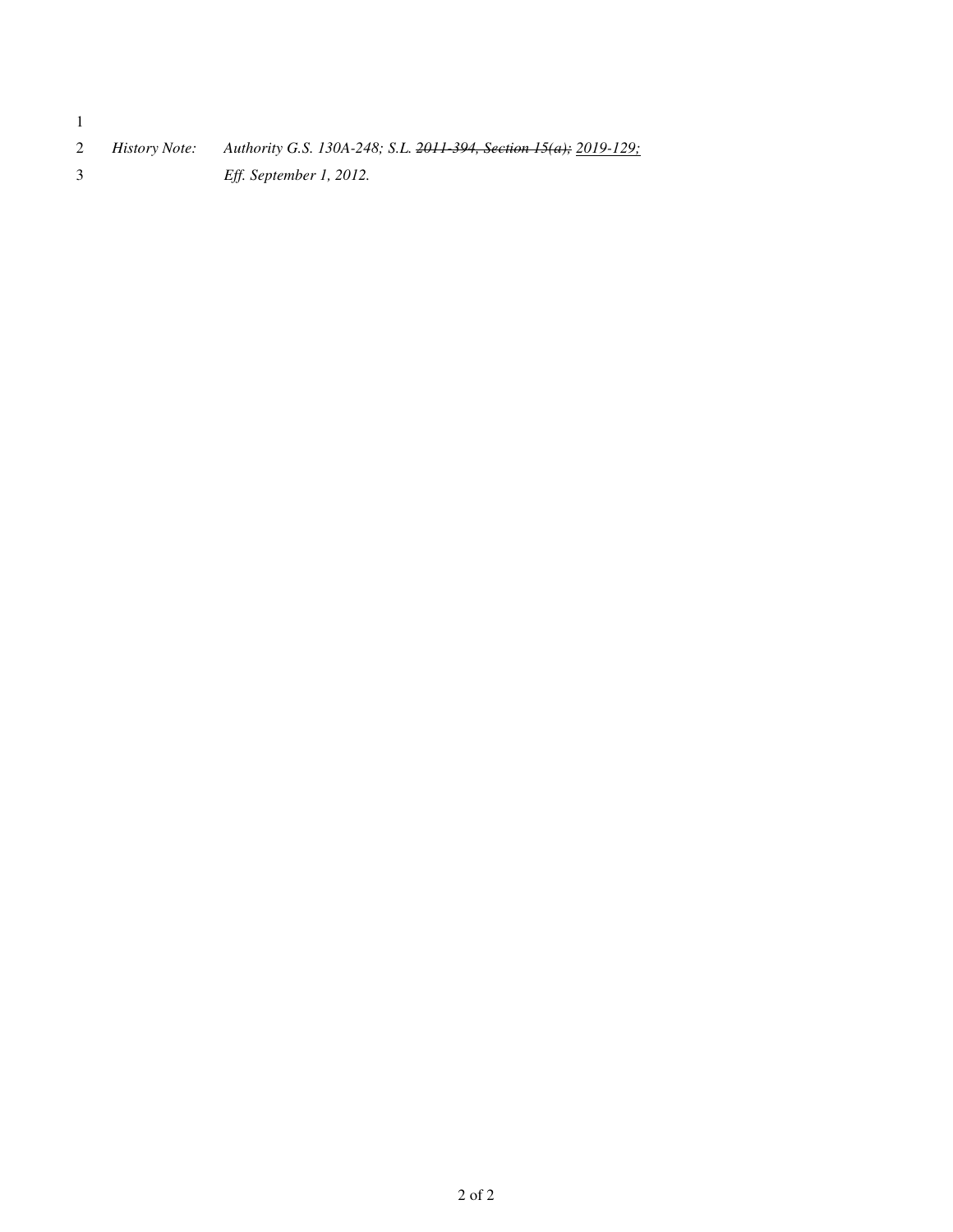*History Note: Authority G.S. 130A-248; S.L. ~~2011-394, Section 15(a);~~ <u>2019-129;</u>*
*Eff. September 1, 2012.*